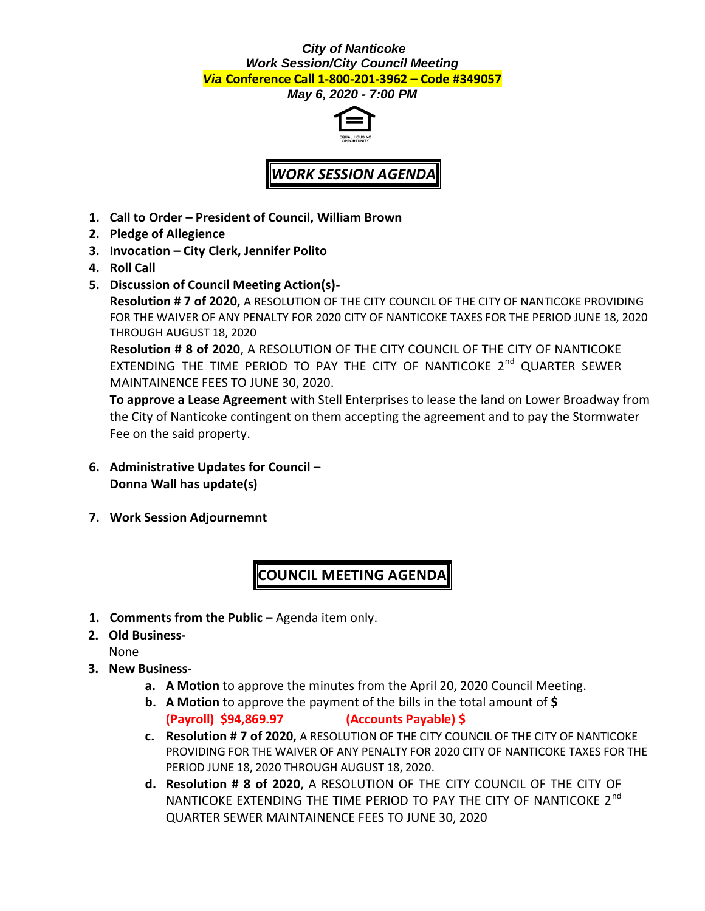***City of Nanticoke***
***Work Session/City Council Meeting***
***Via* Conference Call 1-800-201-3962 – Code #349057**
***May 6, 2020 - 7:00 PM***

EQUAL HOUSING OPPORTUNITY

## *WORK SESSION AGENDA*

1. **Call to Order – President of Council, William Brown**
2. **Pledge of Allegience**
3. **Invocation – City Clerk, Jennifer Polito**
4. **Roll Call**
5. **Discussion of Council Meeting Action(s)-**

   **Resolution # 7 of 2020,** A RESOLUTION OF THE CITY COUNCIL OF THE CITY OF NANTICOKE PROVIDING FOR THE WAIVER OF ANY PENALTY FOR 2020 CITY OF NANTICOKE TAXES FOR THE PERIOD JUNE 18, 2020 THROUGH AUGUST 18, 2020

   **Resolution # 8 of 2020**, A RESOLUTION OF THE CITY COUNCIL OF THE CITY OF NANTICOKE EXTENDING THE TIME PERIOD TO PAY THE CITY OF NANTICOKE 2nd QUARTER SEWER MAINTAINENCE FEES TO JUNE 30, 2020.

   **To approve a Lease Agreement** with Stell Enterprises to lease the land on Lower Broadway from the City of Nanticoke contingent on them accepting the agreement and to pay the Stormwater Fee on the said property.

6. **Administrative Updates for Council –**
   **Donna Wall has update(s)**

7. **Work Session Adjournemnt**

## COUNCIL MEETING AGENDA

1. **Comments from the Public –** Agenda item only.
2. **Old Business-**

   None
3. **New Business-**
   a. **A Motion** to approve the minutes from the April 20, 2020 Council Meeting.
   b. **A Motion** to approve the payment of the bills in the total amount of **$**
      **(Payroll) $94,869.97** **(Accounts Payable) $**
   c. **Resolution # 7 of 2020,** A RESOLUTION OF THE CITY COUNCIL OF THE CITY OF NANTICOKE PROVIDING FOR THE WAIVER OF ANY PENALTY FOR 2020 CITY OF NANTICOKE TAXES FOR THE PERIOD JUNE 18, 2020 THROUGH AUGUST 18, 2020.
   d. **Resolution # 8 of 2020**, A RESOLUTION OF THE CITY COUNCIL OF THE CITY OF NANTICOKE EXTENDING THE TIME PERIOD TO PAY THE CITY OF NANTICOKE 2nd QUARTER SEWER MAINTAINENCE FEES TO JUNE 30, 2020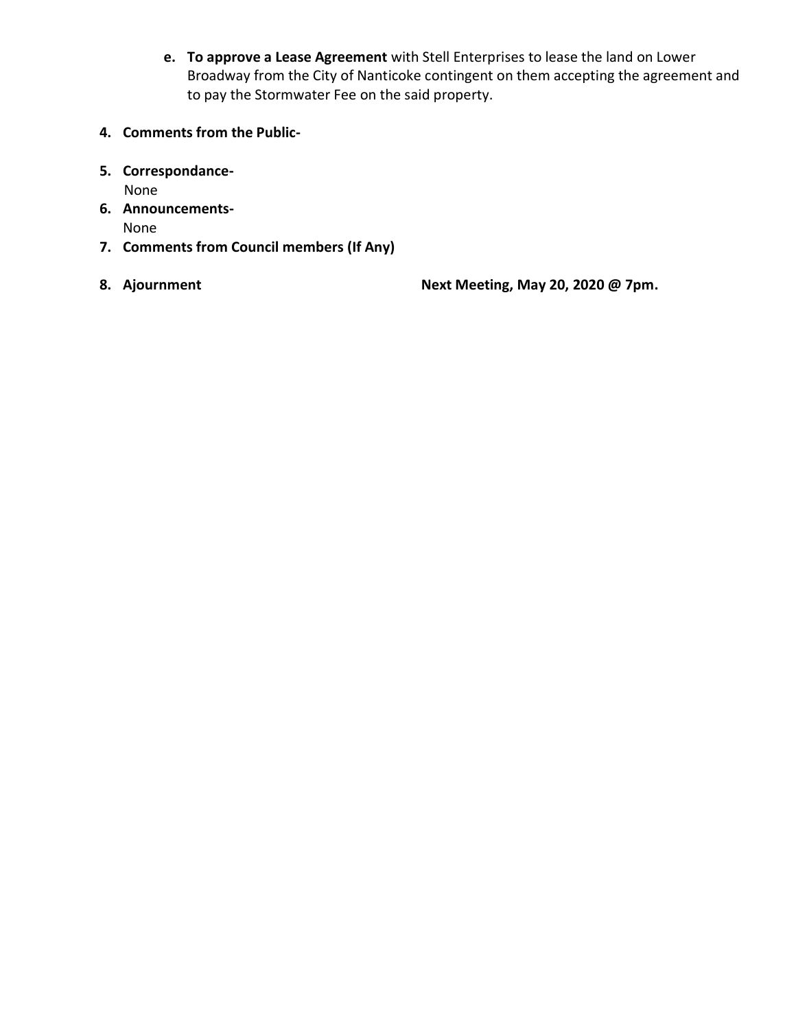e. **To approve a Lease Agreement** with Stell Enterprises to lease the land on Lower Broadway from the City of Nanticoke contingent on them accepting the agreement and to pay the Stormwater Fee on the said property.

4. **Comments from the Public-**

5. **Correspondance-**
   None

6. **Announcements-**
   None

7. **Comments from Council members (If Any)**

8. **Ajournment** **Next Meeting, May 20, 2020 @ 7pm.**